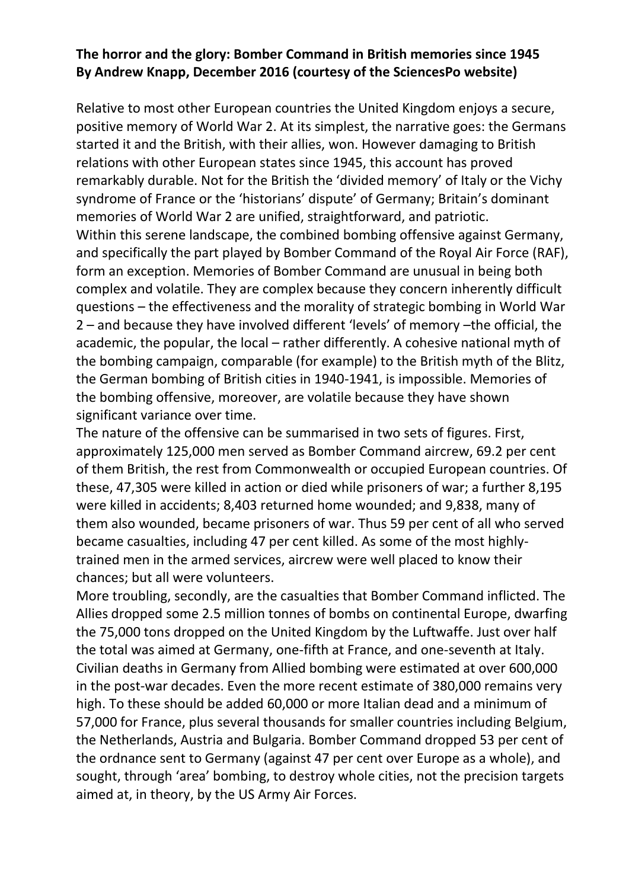**The horror and the glory: Bomber Command in British memories since 1945**
**By Andrew Knapp, December 2016 (courtesy of the SciencesPo website)**

Relative to most other European countries the United Kingdom enjoys a secure, positive memory of World War 2. At its simplest, the narrative goes: the Germans started it and the British, with their allies, won. However damaging to British relations with other European states since 1945, this account has proved remarkably durable. Not for the British the 'divided memory' of Italy or the Vichy syndrome of France or the 'historians' dispute' of Germany; Britain's dominant memories of World War 2 are unified, straightforward, and patriotic.

Within this serene landscape, the combined bombing offensive against Germany, and specifically the part played by Bomber Command of the Royal Air Force (RAF), form an exception. Memories of Bomber Command are unusual in being both complex and volatile. They are complex because they concern inherently difficult questions – the effectiveness and the morality of strategic bombing in World War 2 – and because they have involved different 'levels' of memory –the official, the academic, the popular, the local – rather differently. A cohesive national myth of the bombing campaign, comparable (for example) to the British myth of the Blitz, the German bombing of British cities in 1940-1941, is impossible. Memories of the bombing offensive, moreover, are volatile because they have shown significant variance over time.

The nature of the offensive can be summarised in two sets of figures. First, approximately 125,000 men served as Bomber Command aircrew, 69.2 per cent of them British, the rest from Commonwealth or occupied European countries. Of these, 47,305 were killed in action or died while prisoners of war; a further 8,195 were killed in accidents; 8,403 returned home wounded; and 9,838, many of them also wounded, became prisoners of war. Thus 59 per cent of all who served became casualties, including 47 per cent killed. As some of the most highly-trained men in the armed services, aircrew were well placed to know their chances; but all were volunteers.

More troubling, secondly, are the casualties that Bomber Command inflicted. The Allies dropped some 2.5 million tonnes of bombs on continental Europe, dwarfing the 75,000 tons dropped on the United Kingdom by the Luftwaffe. Just over half the total was aimed at Germany, one-fifth at France, and one-seventh at Italy. Civilian deaths in Germany from Allied bombing were estimated at over 600,000 in the post-war decades. Even the more recent estimate of 380,000 remains very high. To these should be added 60,000 or more Italian dead and a minimum of 57,000 for France, plus several thousands for smaller countries including Belgium, the Netherlands, Austria and Bulgaria. Bomber Command dropped 53 per cent of the ordnance sent to Germany (against 47 per cent over Europe as a whole), and sought, through 'area' bombing, to destroy whole cities, not the precision targets aimed at, in theory, by the US Army Air Forces.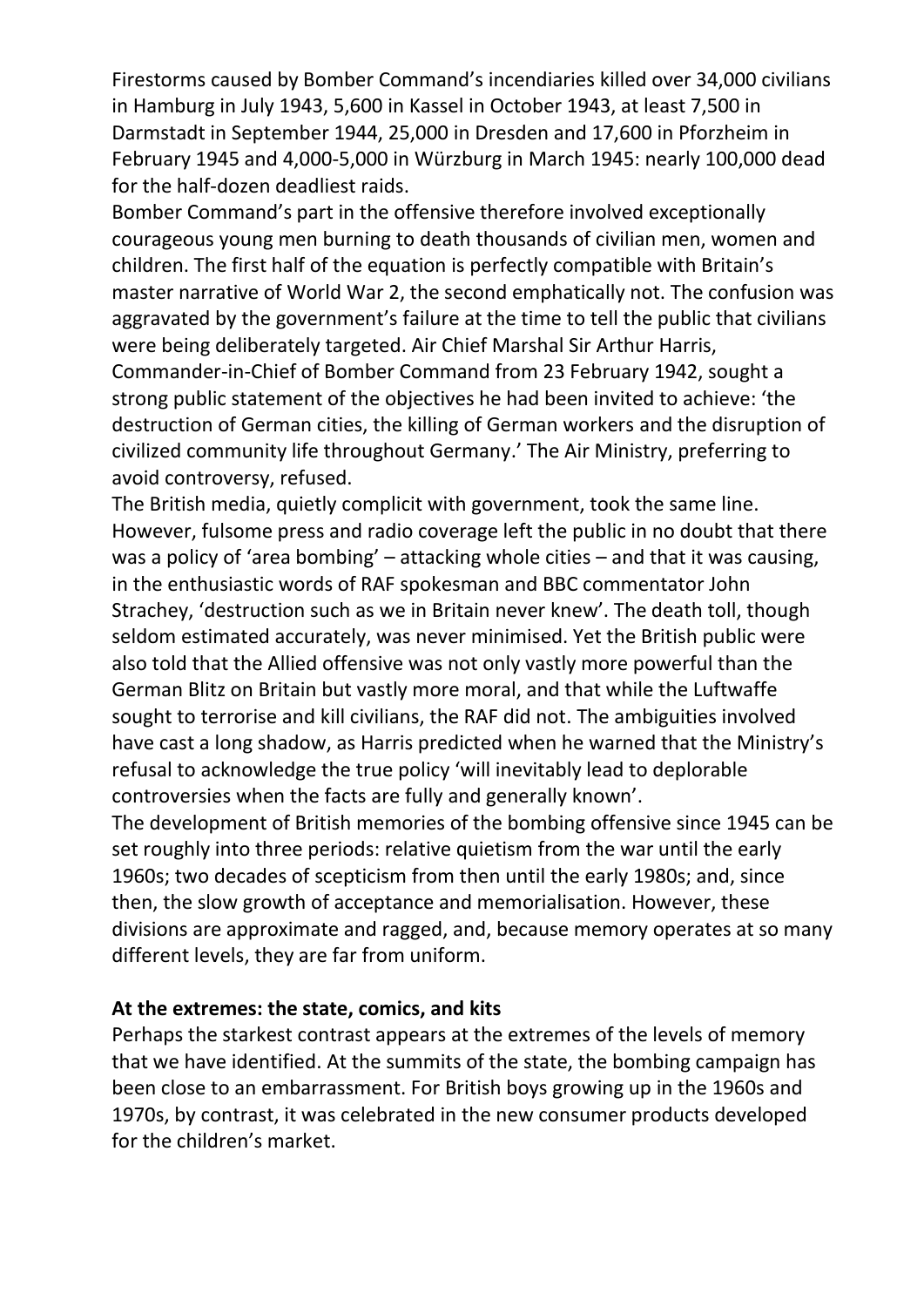Firestorms caused by Bomber Command's incendiaries killed over 34,000 civilians in Hamburg in July 1943, 5,600 in Kassel in October 1943, at least 7,500 in Darmstadt in September 1944, 25,000 in Dresden and 17,600 in Pforzheim in February 1945 and 4,000-5,000 in Würzburg in March 1945: nearly 100,000 dead for the half-dozen deadliest raids.

Bomber Command's part in the offensive therefore involved exceptionally courageous young men burning to death thousands of civilian men, women and children. The first half of the equation is perfectly compatible with Britain's master narrative of World War 2, the second emphatically not. The confusion was aggravated by the government's failure at the time to tell the public that civilians were being deliberately targeted. Air Chief Marshal Sir Arthur Harris, Commander-in-Chief of Bomber Command from 23 February 1942, sought a strong public statement of the objectives he had been invited to achieve: 'the destruction of German cities, the killing of German workers and the disruption of civilized community life throughout Germany.' The Air Ministry, preferring to avoid controversy, refused.

The British media, quietly complicit with government, took the same line. However, fulsome press and radio coverage left the public in no doubt that there was a policy of 'area bombing' – attacking whole cities – and that it was causing, in the enthusiastic words of RAF spokesman and BBC commentator John Strachey, 'destruction such as we in Britain never knew'. The death toll, though seldom estimated accurately, was never minimised. Yet the British public were also told that the Allied offensive was not only vastly more powerful than the German Blitz on Britain but vastly more moral, and that while the Luftwaffe sought to terrorise and kill civilians, the RAF did not. The ambiguities involved have cast a long shadow, as Harris predicted when he warned that the Ministry's refusal to acknowledge the true policy 'will inevitably lead to deplorable controversies when the facts are fully and generally known'.

The development of British memories of the bombing offensive since 1945 can be set roughly into three periods: relative quietism from the war until the early 1960s; two decades of scepticism from then until the early 1980s; and, since then, the slow growth of acceptance and memorialisation. However, these divisions are approximate and ragged, and, because memory operates at so many different levels, they are far from uniform.

## At the extremes: the state, comics, and kits

Perhaps the starkest contrast appears at the extremes of the levels of memory that we have identified. At the summits of the state, the bombing campaign has been close to an embarrassment. For British boys growing up in the 1960s and 1970s, by contrast, it was celebrated in the new consumer products developed for the children's market.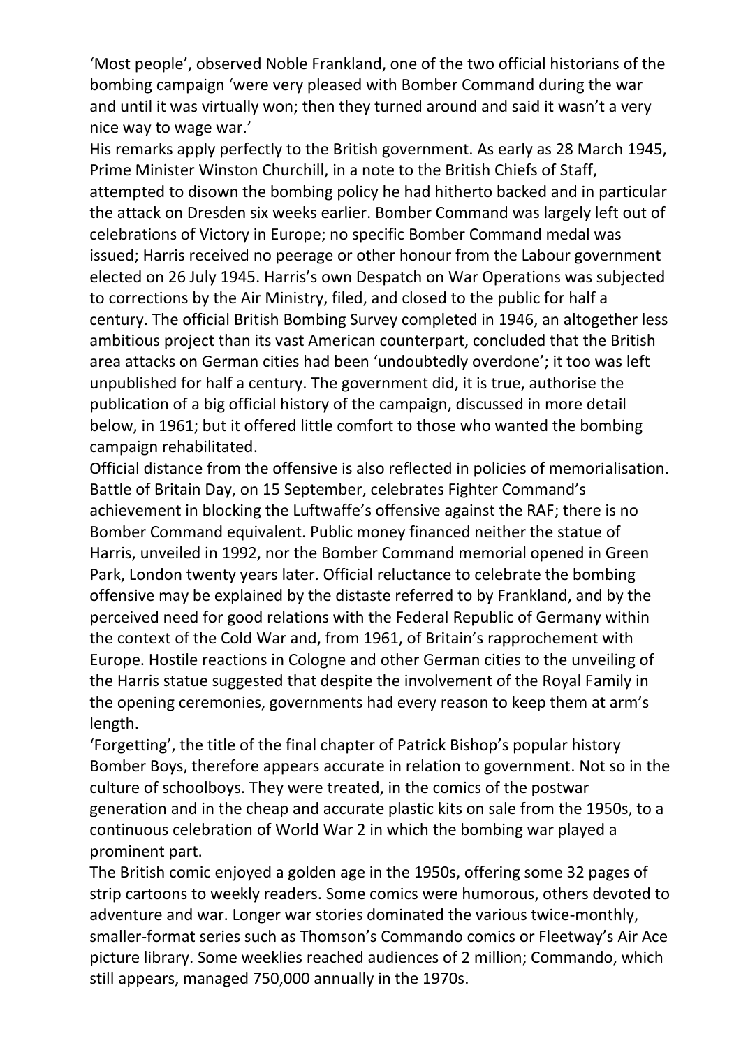'Most people', observed Noble Frankland, one of the two official historians of the bombing campaign 'were very pleased with Bomber Command during the war and until it was virtually won; then they turned around and said it wasn't a very nice way to wage war.'

His remarks apply perfectly to the British government. As early as 28 March 1945, Prime Minister Winston Churchill, in a note to the British Chiefs of Staff, attempted to disown the bombing policy he had hitherto backed and in particular the attack on Dresden six weeks earlier. Bomber Command was largely left out of celebrations of Victory in Europe; no specific Bomber Command medal was issued; Harris received no peerage or other honour from the Labour government elected on 26 July 1945. Harris's own Despatch on War Operations was subjected to corrections by the Air Ministry, filed, and closed to the public for half a century. The official British Bombing Survey completed in 1946, an altogether less ambitious project than its vast American counterpart, concluded that the British area attacks on German cities had been 'undoubtedly overdone'; it too was left unpublished for half a century. The government did, it is true, authorise the publication of a big official history of the campaign, discussed in more detail below, in 1961; but it offered little comfort to those who wanted the bombing campaign rehabilitated.

Official distance from the offensive is also reflected in policies of memorialisation. Battle of Britain Day, on 15 September, celebrates Fighter Command's achievement in blocking the Luftwaffe's offensive against the RAF; there is no Bomber Command equivalent. Public money financed neither the statue of Harris, unveiled in 1992, nor the Bomber Command memorial opened in Green Park, London twenty years later. Official reluctance to celebrate the bombing offensive may be explained by the distaste referred to by Frankland, and by the perceived need for good relations with the Federal Republic of Germany within the context of the Cold War and, from 1961, of Britain's rapprochement with Europe. Hostile reactions in Cologne and other German cities to the unveiling of the Harris statue suggested that despite the involvement of the Royal Family in the opening ceremonies, governments had every reason to keep them at arm's length.

'Forgetting', the title of the final chapter of Patrick Bishop's popular history Bomber Boys, therefore appears accurate in relation to government. Not so in the culture of schoolboys. They were treated, in the comics of the postwar generation and in the cheap and accurate plastic kits on sale from the 1950s, to a continuous celebration of World War 2 in which the bombing war played a prominent part.

The British comic enjoyed a golden age in the 1950s, offering some 32 pages of strip cartoons to weekly readers. Some comics were humorous, others devoted to adventure and war. Longer war stories dominated the various twice-monthly, smaller-format series such as Thomson's Commando comics or Fleetway's Air Ace picture library. Some weeklies reached audiences of 2 million; Commando, which still appears, managed 750,000 annually in the 1970s.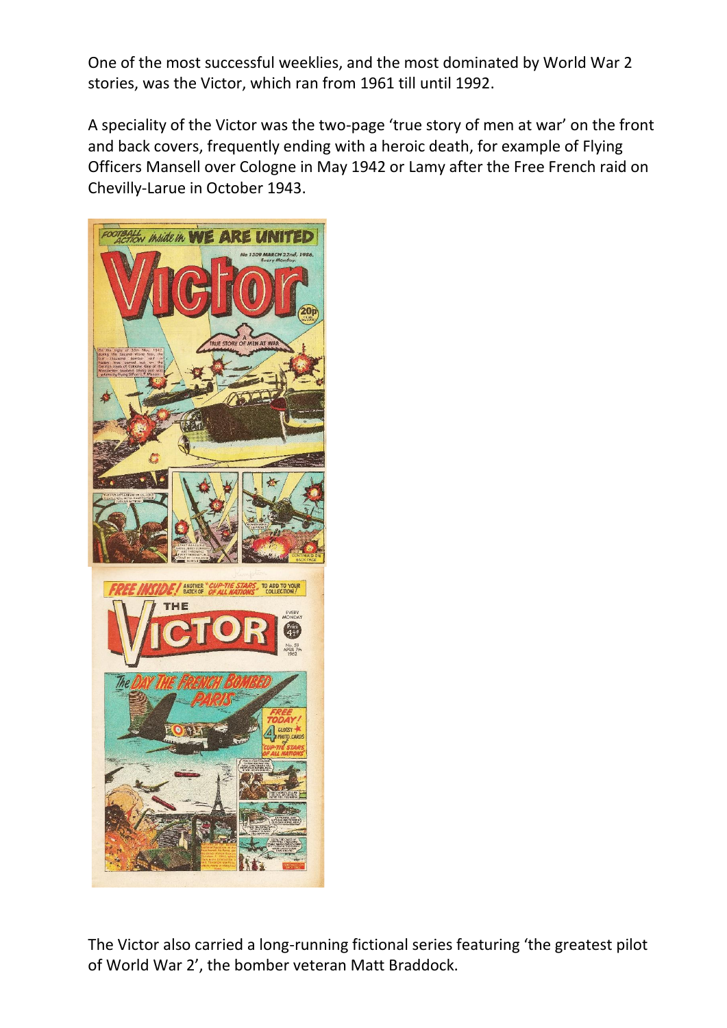One of the most successful weeklies, and the most dominated by World War 2 stories, was the Victor, which ran from 1961 till until 1992.

A speciality of the Victor was the two-page 'true story of men at war' on the front and back covers, frequently ending with a heroic death, for example of Flying Officers Mansell over Cologne in May 1942 or Lamy after the Free French raid on Chevilly-Larue in October 1943.

The Victor also carried a long-running fictional series featuring 'the greatest pilot of World War 2', the bomber veteran Matt Braddock.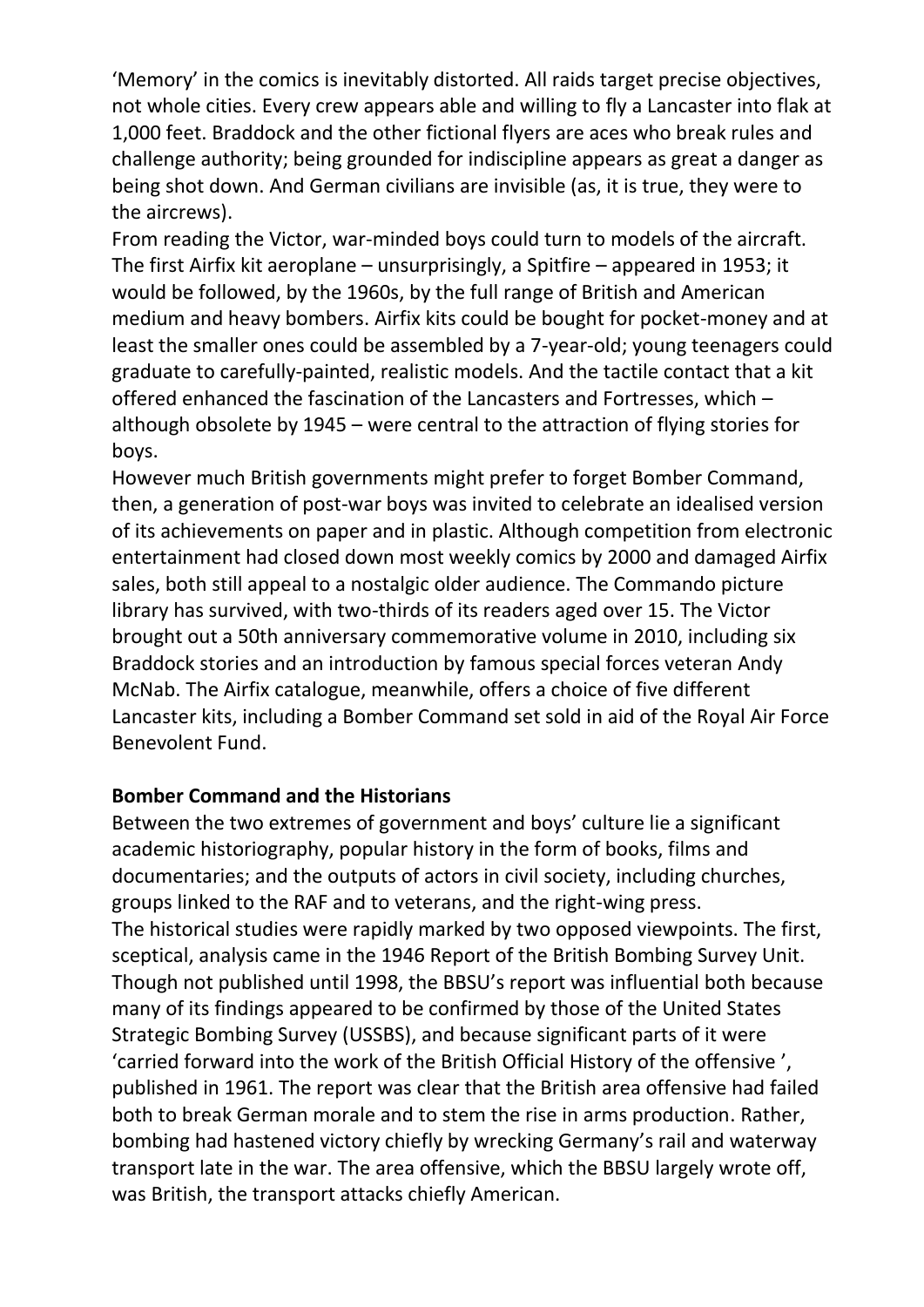'Memory' in the comics is inevitably distorted. All raids target precise objectives, not whole cities. Every crew appears able and willing to fly a Lancaster into flak at 1,000 feet. Braddock and the other fictional flyers are aces who break rules and challenge authority; being grounded for indiscipline appears as great a danger as being shot down. And German civilians are invisible (as, it is true, they were to the aircrews).

From reading the Victor, war-minded boys could turn to models of the aircraft. The first Airfix kit aeroplane – unsurprisingly, a Spitfire – appeared in 1953; it would be followed, by the 1960s, by the full range of British and American medium and heavy bombers. Airfix kits could be bought for pocket-money and at least the smaller ones could be assembled by a 7-year-old; young teenagers could graduate to carefully-painted, realistic models. And the tactile contact that a kit offered enhanced the fascination of the Lancasters and Fortresses, which – although obsolete by 1945 – were central to the attraction of flying stories for boys.

However much British governments might prefer to forget Bomber Command, then, a generation of post-war boys was invited to celebrate an idealised version of its achievements on paper and in plastic. Although competition from electronic entertainment had closed down most weekly comics by 2000 and damaged Airfix sales, both still appeal to a nostalgic older audience. The Commando picture library has survived, with two-thirds of its readers aged over 15. The Victor brought out a 50th anniversary commemorative volume in 2010, including six Braddock stories and an introduction by famous special forces veteran Andy McNab. The Airfix catalogue, meanwhile, offers a choice of five different Lancaster kits, including a Bomber Command set sold in aid of the Royal Air Force Benevolent Fund.

**Bomber Command and the Historians**

Between the two extremes of government and boys' culture lie a significant academic historiography, popular history in the form of books, films and documentaries; and the outputs of actors in civil society, including churches, groups linked to the RAF and to veterans, and the right-wing press.

The historical studies were rapidly marked by two opposed viewpoints. The first, sceptical, analysis came in the 1946 Report of the British Bombing Survey Unit. Though not published until 1998, the BBSU's report was influential both because many of its findings appeared to be confirmed by those of the United States Strategic Bombing Survey (USSBS), and because significant parts of it were 'carried forward into the work of the British Official History of the offensive ', published in 1961. The report was clear that the British area offensive had failed both to break German morale and to stem the rise in arms production. Rather, bombing had hastened victory chiefly by wrecking Germany's rail and waterway transport late in the war. The area offensive, which the BBSU largely wrote off, was British, the transport attacks chiefly American.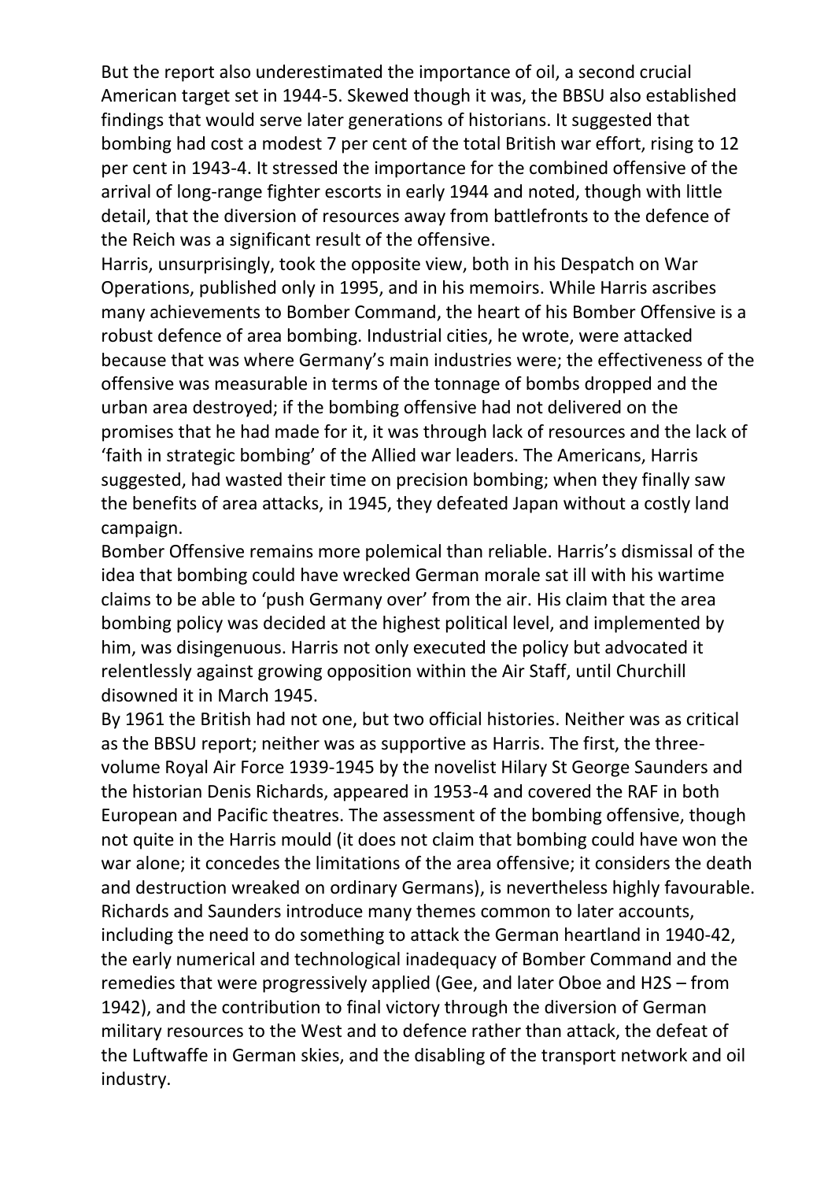But the report also underestimated the importance of oil, a second crucial American target set in 1944-5. Skewed though it was, the BBSU also established findings that would serve later generations of historians. It suggested that bombing had cost a modest 7 per cent of the total British war effort, rising to 12 per cent in 1943-4. It stressed the importance for the combined offensive of the arrival of long-range fighter escorts in early 1944 and noted, though with little detail, that the diversion of resources away from battlefronts to the defence of the Reich was a significant result of the offensive.

Harris, unsurprisingly, took the opposite view, both in his Despatch on War Operations, published only in 1995, and in his memoirs. While Harris ascribes many achievements to Bomber Command, the heart of his Bomber Offensive is a robust defence of area bombing. Industrial cities, he wrote, were attacked because that was where Germany's main industries were; the effectiveness of the offensive was measurable in terms of the tonnage of bombs dropped and the urban area destroyed; if the bombing offensive had not delivered on the promises that he had made for it, it was through lack of resources and the lack of 'faith in strategic bombing' of the Allied war leaders. The Americans, Harris suggested, had wasted their time on precision bombing; when they finally saw the benefits of area attacks, in 1945, they defeated Japan without a costly land campaign.

Bomber Offensive remains more polemical than reliable. Harris's dismissal of the idea that bombing could have wrecked German morale sat ill with his wartime claims to be able to 'push Germany over' from the air. His claim that the area bombing policy was decided at the highest political level, and implemented by him, was disingenuous. Harris not only executed the policy but advocated it relentlessly against growing opposition within the Air Staff, until Churchill disowned it in March 1945.

By 1961 the British had not one, but two official histories. Neither was as critical as the BBSU report; neither was as supportive as Harris. The first, the three-volume Royal Air Force 1939-1945 by the novelist Hilary St George Saunders and the historian Denis Richards, appeared in 1953-4 and covered the RAF in both European and Pacific theatres. The assessment of the bombing offensive, though not quite in the Harris mould (it does not claim that bombing could have won the war alone; it concedes the limitations of the area offensive; it considers the death and destruction wreaked on ordinary Germans), is nevertheless highly favourable. Richards and Saunders introduce many themes common to later accounts, including the need to do something to attack the German heartland in 1940-42, the early numerical and technological inadequacy of Bomber Command and the remedies that were progressively applied (Gee, and later Oboe and H2S – from 1942), and the contribution to final victory through the diversion of German military resources to the West and to defence rather than attack, the defeat of the Luftwaffe in German skies, and the disabling of the transport network and oil industry.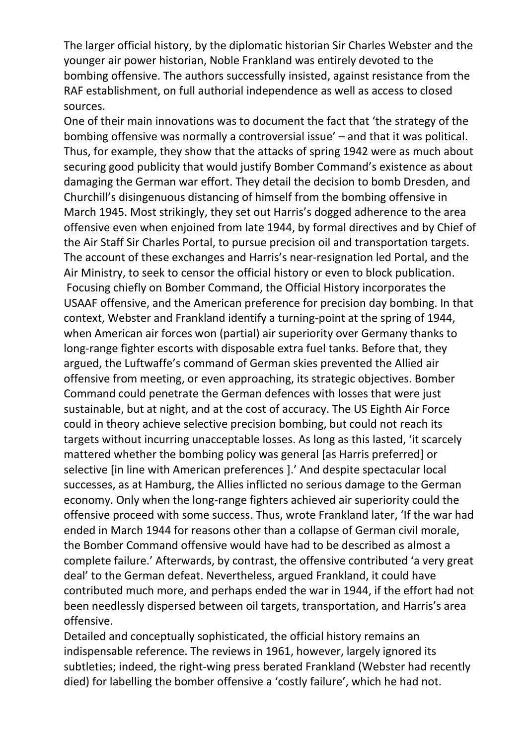The larger official history, by the diplomatic historian Sir Charles Webster and the younger air power historian, Noble Frankland was entirely devoted to the bombing offensive. The authors successfully insisted, against resistance from the RAF establishment, on full authorial independence as well as access to closed sources.

One of their main innovations was to document the fact that 'the strategy of the bombing offensive was normally a controversial issue' – and that it was political. Thus, for example, they show that the attacks of spring 1942 were as much about securing good publicity that would justify Bomber Command's existence as about damaging the German war effort. They detail the decision to bomb Dresden, and Churchill's disingenuous distancing of himself from the bombing offensive in March 1945. Most strikingly, they set out Harris's dogged adherence to the area offensive even when enjoined from late 1944, by formal directives and by Chief of the Air Staff Sir Charles Portal, to pursue precision oil and transportation targets. The account of these exchanges and Harris's near-resignation led Portal, and the Air Ministry, to seek to censor the official history or even to block publication.

Focusing chiefly on Bomber Command, the Official History incorporates the USAAF offensive, and the American preference for precision day bombing. In that context, Webster and Frankland identify a turning-point at the spring of 1944, when American air forces won (partial) air superiority over Germany thanks to long-range fighter escorts with disposable extra fuel tanks. Before that, they argued, the Luftwaffe's command of German skies prevented the Allied air offensive from meeting, or even approaching, its strategic objectives. Bomber Command could penetrate the German defences with losses that were just sustainable, but at night, and at the cost of accuracy. The US Eighth Air Force could in theory achieve selective precision bombing, but could not reach its targets without incurring unacceptable losses. As long as this lasted, 'it scarcely mattered whether the bombing policy was general [as Harris preferred] or selective [in line with American preferences ].' And despite spectacular local successes, as at Hamburg, the Allies inflicted no serious damage to the German economy. Only when the long-range fighters achieved air superiority could the offensive proceed with some success. Thus, wrote Frankland later, 'If the war had ended in March 1944 for reasons other than a collapse of German civil morale, the Bomber Command offensive would have had to be described as almost a complete failure.' Afterwards, by contrast, the offensive contributed 'a very great deal' to the German defeat. Nevertheless, argued Frankland, it could have contributed much more, and perhaps ended the war in 1944, if the effort had not been needlessly dispersed between oil targets, transportation, and Harris's area offensive.

Detailed and conceptually sophisticated, the official history remains an indispensable reference. The reviews in 1961, however, largely ignored its subtleties; indeed, the right-wing press berated Frankland (Webster had recently died) for labelling the bomber offensive a 'costly failure', which he had not.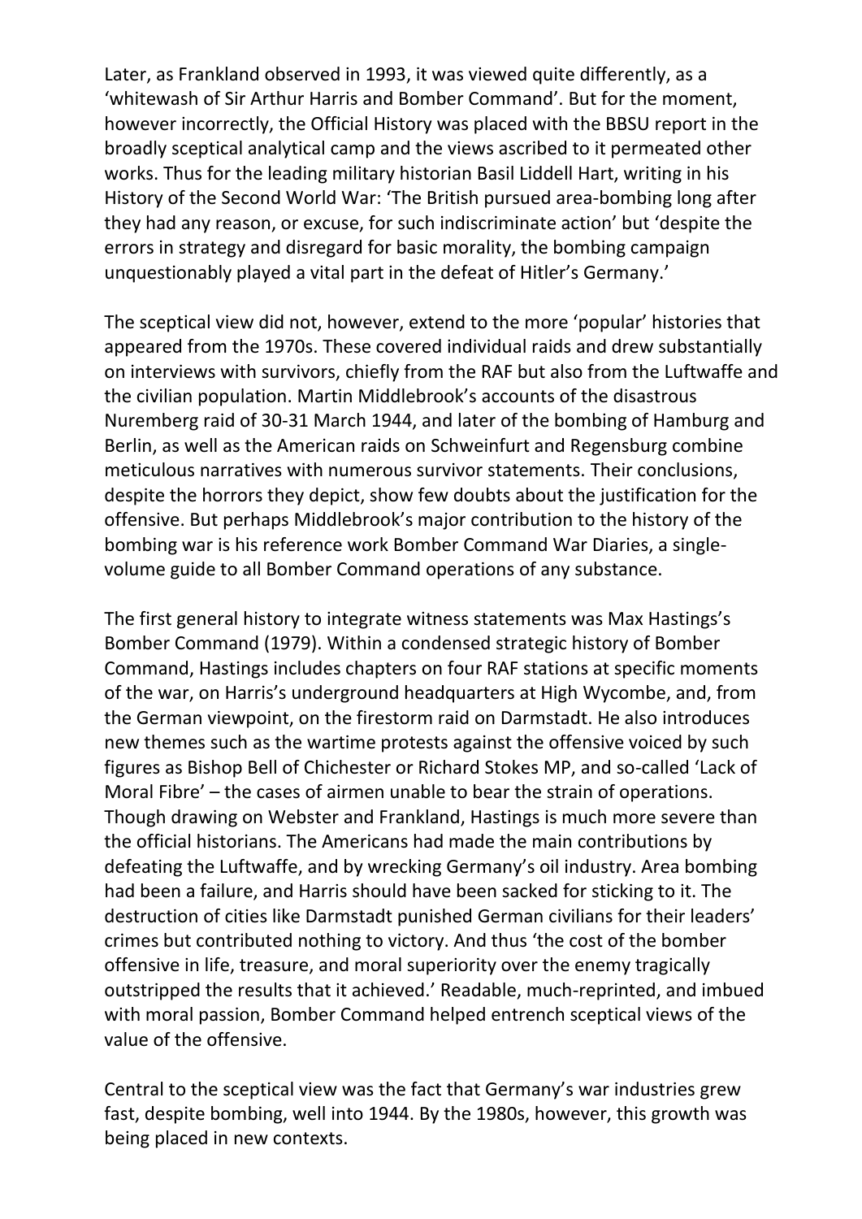Later, as Frankland observed in 1993, it was viewed quite differently, as a 'whitewash of Sir Arthur Harris and Bomber Command'. But for the moment, however incorrectly, the Official History was placed with the BBSU report in the broadly sceptical analytical camp and the views ascribed to it permeated other works. Thus for the leading military historian Basil Liddell Hart, writing in his History of the Second World War: 'The British pursued area-bombing long after they had any reason, or excuse, for such indiscriminate action' but 'despite the errors in strategy and disregard for basic morality, the bombing campaign unquestionably played a vital part in the defeat of Hitler's Germany.'

The sceptical view did not, however, extend to the more 'popular' histories that appeared from the 1970s. These covered individual raids and drew substantially on interviews with survivors, chiefly from the RAF but also from the Luftwaffe and the civilian population. Martin Middlebrook's accounts of the disastrous Nuremberg raid of 30-31 March 1944, and later of the bombing of Hamburg and Berlin, as well as the American raids on Schweinfurt and Regensburg combine meticulous narratives with numerous survivor statements. Their conclusions, despite the horrors they depict, show few doubts about the justification for the offensive. But perhaps Middlebrook's major contribution to the history of the bombing war is his reference work Bomber Command War Diaries, a single-volume guide to all Bomber Command operations of any substance.

The first general history to integrate witness statements was Max Hastings's Bomber Command (1979). Within a condensed strategic history of Bomber Command, Hastings includes chapters on four RAF stations at specific moments of the war, on Harris's underground headquarters at High Wycombe, and, from the German viewpoint, on the firestorm raid on Darmstadt. He also introduces new themes such as the wartime protests against the offensive voiced by such figures as Bishop Bell of Chichester or Richard Stokes MP, and so-called 'Lack of Moral Fibre' – the cases of airmen unable to bear the strain of operations. Though drawing on Webster and Frankland, Hastings is much more severe than the official historians. The Americans had made the main contributions by defeating the Luftwaffe, and by wrecking Germany's oil industry. Area bombing had been a failure, and Harris should have been sacked for sticking to it. The destruction of cities like Darmstadt punished German civilians for their leaders' crimes but contributed nothing to victory. And thus 'the cost of the bomber offensive in life, treasure, and moral superiority over the enemy tragically outstripped the results that it achieved.' Readable, much-reprinted, and imbued with moral passion, Bomber Command helped entrench sceptical views of the value of the offensive.

Central to the sceptical view was the fact that Germany's war industries grew fast, despite bombing, well into 1944. By the 1980s, however, this growth was being placed in new contexts.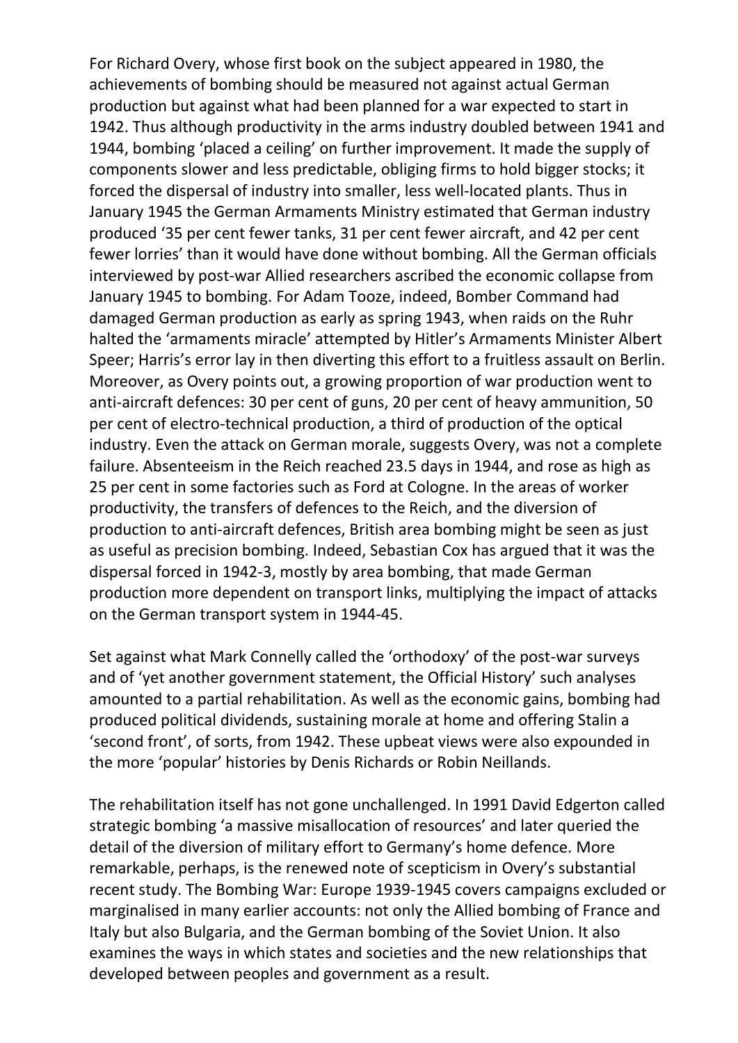For Richard Overy, whose first book on the subject appeared in 1980, the achievements of bombing should be measured not against actual German production but against what had been planned for a war expected to start in 1942. Thus although productivity in the arms industry doubled between 1941 and 1944, bombing 'placed a ceiling' on further improvement. It made the supply of components slower and less predictable, obliging firms to hold bigger stocks; it forced the dispersal of industry into smaller, less well-located plants. Thus in January 1945 the German Armaments Ministry estimated that German industry produced '35 per cent fewer tanks, 31 per cent fewer aircraft, and 42 per cent fewer lorries' than it would have done without bombing. All the German officials interviewed by post-war Allied researchers ascribed the economic collapse from January 1945 to bombing. For Adam Tooze, indeed, Bomber Command had damaged German production as early as spring 1943, when raids on the Ruhr halted the 'armaments miracle' attempted by Hitler's Armaments Minister Albert Speer; Harris's error lay in then diverting this effort to a fruitless assault on Berlin. Moreover, as Overy points out, a growing proportion of war production went to anti-aircraft defences: 30 per cent of guns, 20 per cent of heavy ammunition, 50 per cent of electro-technical production, a third of production of the optical industry. Even the attack on German morale, suggests Overy, was not a complete failure. Absenteeism in the Reich reached 23.5 days in 1944, and rose as high as 25 per cent in some factories such as Ford at Cologne. In the areas of worker productivity, the transfers of defences to the Reich, and the diversion of production to anti-aircraft defences, British area bombing might be seen as just as useful as precision bombing. Indeed, Sebastian Cox has argued that it was the dispersal forced in 1942-3, mostly by area bombing, that made German production more dependent on transport links, multiplying the impact of attacks on the German transport system in 1944-45.

Set against what Mark Connelly called the 'orthodoxy' of the post-war surveys and of 'yet another government statement, the Official History' such analyses amounted to a partial rehabilitation. As well as the economic gains, bombing had produced political dividends, sustaining morale at home and offering Stalin a 'second front', of sorts, from 1942. These upbeat views were also expounded in the more 'popular' histories by Denis Richards or Robin Neillands.

The rehabilitation itself has not gone unchallenged. In 1991 David Edgerton called strategic bombing 'a massive misallocation of resources' and later queried the detail of the diversion of military effort to Germany's home defence. More remarkable, perhaps, is the renewed note of scepticism in Overy's substantial recent study. The Bombing War: Europe 1939-1945 covers campaigns excluded or marginalised in many earlier accounts: not only the Allied bombing of France and Italy but also Bulgaria, and the German bombing of the Soviet Union. It also examines the ways in which states and societies and the new relationships that developed between peoples and government as a result.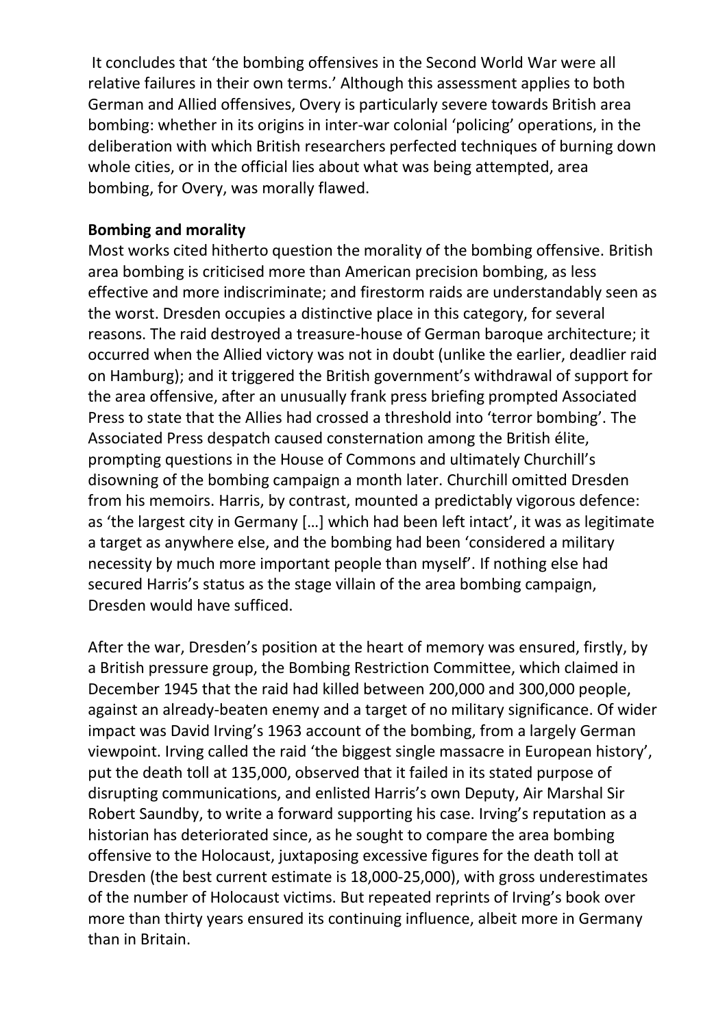It concludes that ‘the bombing offensives in the Second World War were all relative failures in their own terms.’ Although this assessment applies to both German and Allied offensives, Overy is particularly severe towards British area bombing: whether in its origins in inter-war colonial ‘policing’ operations, in the deliberation with which British researchers perfected techniques of burning down whole cities, or in the official lies about what was being attempted, area bombing, for Overy, was morally flawed.

**Bombing and morality**

Most works cited hitherto question the morality of the bombing offensive. British area bombing is criticised more than American precision bombing, as less effective and more indiscriminate; and firestorm raids are understandably seen as the worst. Dresden occupies a distinctive place in this category, for several reasons. The raid destroyed a treasure-house of German baroque architecture; it occurred when the Allied victory was not in doubt (unlike the earlier, deadlier raid on Hamburg); and it triggered the British government’s withdrawal of support for the area offensive, after an unusually frank press briefing prompted Associated Press to state that the Allies had crossed a threshold into ‘terror bombing’. The Associated Press despatch caused consternation among the British élite, prompting questions in the House of Commons and ultimately Churchill’s disowning of the bombing campaign a month later. Churchill omitted Dresden from his memoirs. Harris, by contrast, mounted a predictably vigorous defence: as ‘the largest city in Germany […] which had been left intact’, it was as legitimate a target as anywhere else, and the bombing had been ‘considered a military necessity by much more important people than myself’. If nothing else had secured Harris’s status as the stage villain of the area bombing campaign, Dresden would have sufficed.

After the war, Dresden’s position at the heart of memory was ensured, firstly, by a British pressure group, the Bombing Restriction Committee, which claimed in December 1945 that the raid had killed between 200,000 and 300,000 people, against an already-beaten enemy and a target of no military significance. Of wider impact was David Irving’s 1963 account of the bombing, from a largely German viewpoint. Irving called the raid ‘the biggest single massacre in European history’, put the death toll at 135,000, observed that it failed in its stated purpose of disrupting communications, and enlisted Harris’s own Deputy, Air Marshal Sir Robert Saundby, to write a forward supporting his case. Irving’s reputation as a historian has deteriorated since, as he sought to compare the area bombing offensive to the Holocaust, juxtaposing excessive figures for the death toll at Dresden (the best current estimate is 18,000-25,000), with gross underestimates of the number of Holocaust victims. But repeated reprints of Irving’s book over more than thirty years ensured its continuing influence, albeit more in Germany than in Britain.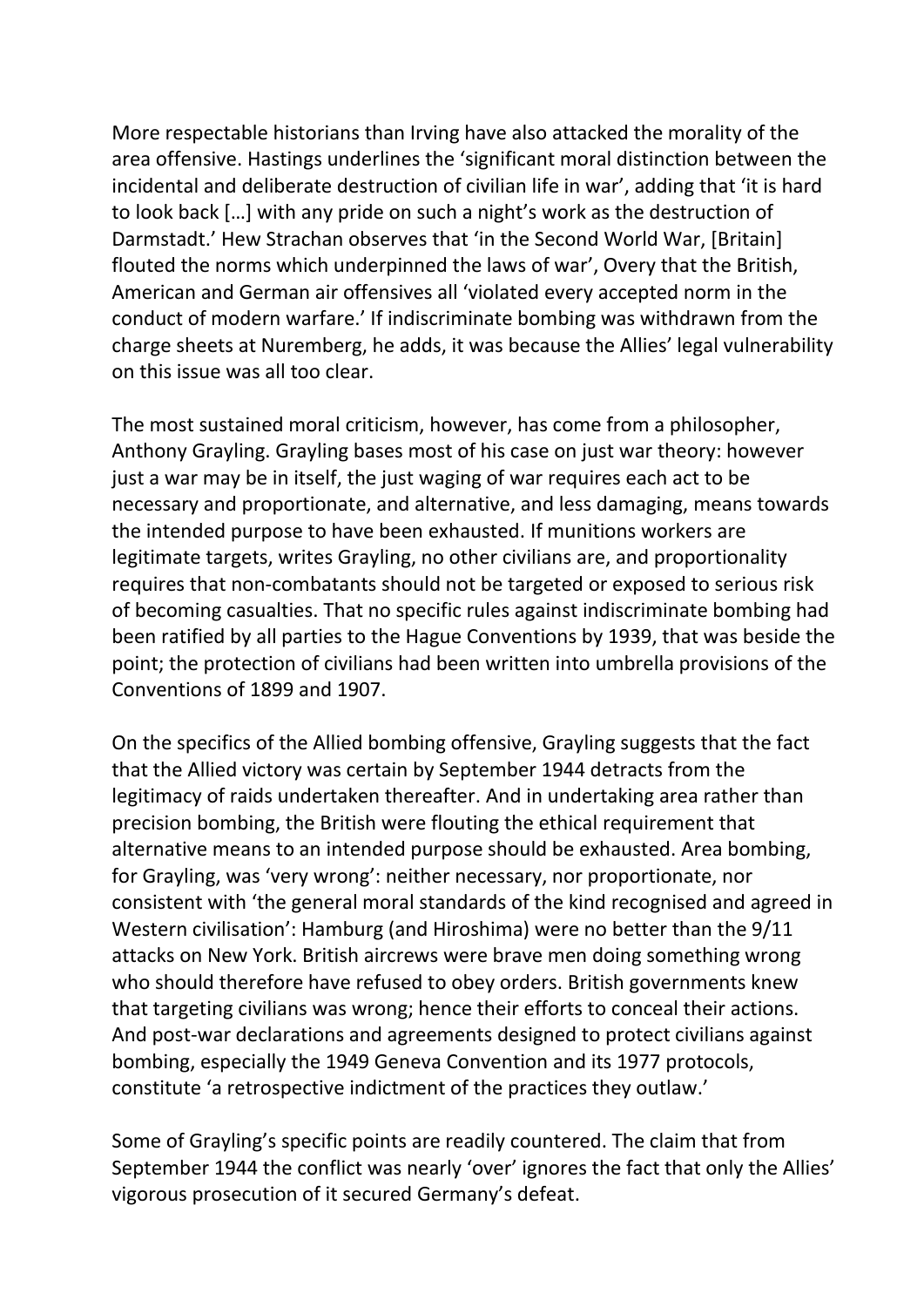More respectable historians than Irving have also attacked the morality of the area offensive. Hastings underlines the 'significant moral distinction between the incidental and deliberate destruction of civilian life in war', adding that 'it is hard to look back […] with any pride on such a night's work as the destruction of Darmstadt.' Hew Strachan observes that 'in the Second World War, [Britain] flouted the norms which underpinned the laws of war', Overy that the British, American and German air offensives all 'violated every accepted norm in the conduct of modern warfare.' If indiscriminate bombing was withdrawn from the charge sheets at Nuremberg, he adds, it was because the Allies' legal vulnerability on this issue was all too clear.

The most sustained moral criticism, however, has come from a philosopher, Anthony Grayling. Grayling bases most of his case on just war theory: however just a war may be in itself, the just waging of war requires each act to be necessary and proportionate, and alternative, and less damaging, means towards the intended purpose to have been exhausted. If munitions workers are legitimate targets, writes Grayling, no other civilians are, and proportionality requires that non-combatants should not be targeted or exposed to serious risk of becoming casualties. That no specific rules against indiscriminate bombing had been ratified by all parties to the Hague Conventions by 1939, that was beside the point; the protection of civilians had been written into umbrella provisions of the Conventions of 1899 and 1907.

On the specifics of the Allied bombing offensive, Grayling suggests that the fact that the Allied victory was certain by September 1944 detracts from the legitimacy of raids undertaken thereafter. And in undertaking area rather than precision bombing, the British were flouting the ethical requirement that alternative means to an intended purpose should be exhausted. Area bombing, for Grayling, was 'very wrong': neither necessary, nor proportionate, nor consistent with 'the general moral standards of the kind recognised and agreed in Western civilisation': Hamburg (and Hiroshima) were no better than the 9/11 attacks on New York. British aircrews were brave men doing something wrong who should therefore have refused to obey orders. British governments knew that targeting civilians was wrong; hence their efforts to conceal their actions. And post-war declarations and agreements designed to protect civilians against bombing, especially the 1949 Geneva Convention and its 1977 protocols, constitute 'a retrospective indictment of the practices they outlaw.'

Some of Grayling's specific points are readily countered. The claim that from September 1944 the conflict was nearly 'over' ignores the fact that only the Allies' vigorous prosecution of it secured Germany's defeat.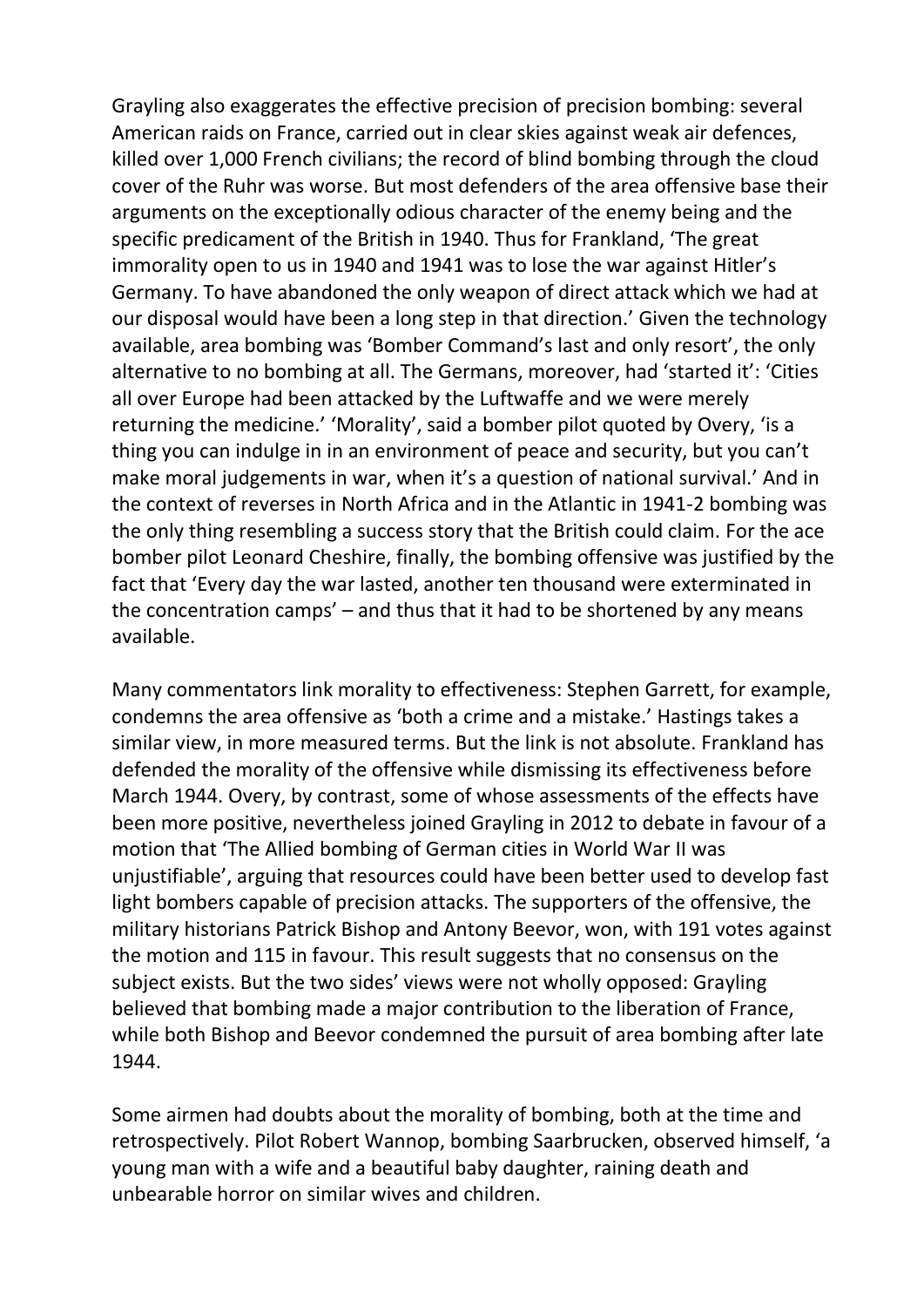Grayling also exaggerates the effective precision of precision bombing: several American raids on France, carried out in clear skies against weak air defences, killed over 1,000 French civilians; the record of blind bombing through the cloud cover of the Ruhr was worse. But most defenders of the area offensive base their arguments on the exceptionally odious character of the enemy being and the specific predicament of the British in 1940. Thus for Frankland, 'The great immorality open to us in 1940 and 1941 was to lose the war against Hitler's Germany. To have abandoned the only weapon of direct attack which we had at our disposal would have been a long step in that direction.' Given the technology available, area bombing was 'Bomber Command's last and only resort', the only alternative to no bombing at all. The Germans, moreover, had 'started it': 'Cities all over Europe had been attacked by the Luftwaffe and we were merely returning the medicine.' 'Morality', said a bomber pilot quoted by Overy, 'is a thing you can indulge in in an environment of peace and security, but you can't make moral judgements in war, when it's a question of national survival.' And in the context of reverses in North Africa and in the Atlantic in 1941-2 bombing was the only thing resembling a success story that the British could claim. For the ace bomber pilot Leonard Cheshire, finally, the bombing offensive was justified by the fact that 'Every day the war lasted, another ten thousand were exterminated in the concentration camps' – and thus that it had to be shortened by any means available.

Many commentators link morality to effectiveness: Stephen Garrett, for example, condemns the area offensive as 'both a crime and a mistake.' Hastings takes a similar view, in more measured terms. But the link is not absolute. Frankland has defended the morality of the offensive while dismissing its effectiveness before March 1944. Overy, by contrast, some of whose assessments of the effects have been more positive, nevertheless joined Grayling in 2012 to debate in favour of a motion that 'The Allied bombing of German cities in World War II was unjustifiable', arguing that resources could have been better used to develop fast light bombers capable of precision attacks. The supporters of the offensive, the military historians Patrick Bishop and Antony Beevor, won, with 191 votes against the motion and 115 in favour. This result suggests that no consensus on the subject exists. But the two sides' views were not wholly opposed: Grayling believed that bombing made a major contribution to the liberation of France, while both Bishop and Beevor condemned the pursuit of area bombing after late 1944.

Some airmen had doubts about the morality of bombing, both at the time and retrospectively. Pilot Robert Wannop, bombing Saarbrucken, observed himself, 'a young man with a wife and a beautiful baby daughter, raining death and unbearable horror on similar wives and children.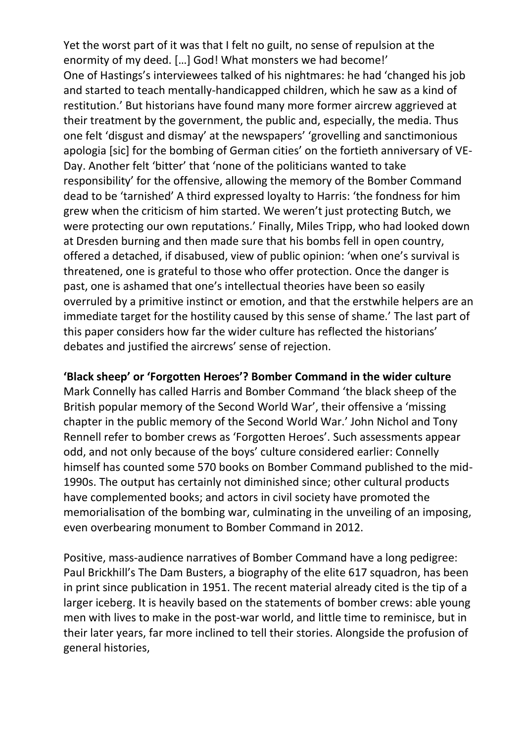Yet the worst part of it was that I felt no guilt, no sense of repulsion at the enormity of my deed. […] God! What monsters we had become!'

One of Hastings's interviewees talked of his nightmares: he had 'changed his job and started to teach mentally-handicapped children, which he saw as a kind of restitution.' But historians have found many more former aircrew aggrieved at their treatment by the government, the public and, especially, the media. Thus one felt 'disgust and dismay' at the newspapers' 'grovelling and sanctimonious apologia [sic] for the bombing of German cities' on the fortieth anniversary of VE-Day. Another felt 'bitter' that 'none of the politicians wanted to take responsibility' for the offensive, allowing the memory of the Bomber Command dead to be 'tarnished' A third expressed loyalty to Harris: 'the fondness for him grew when the criticism of him started. We weren't just protecting Butch, we were protecting our own reputations.' Finally, Miles Tripp, who had looked down at Dresden burning and then made sure that his bombs fell in open country, offered a detached, if disabused, view of public opinion: 'when one's survival is threatened, one is grateful to those who offer protection. Once the danger is past, one is ashamed that one's intellectual theories have been so easily overruled by a primitive instinct or emotion, and that the erstwhile helpers are an immediate target for the hostility caused by this sense of shame.' The last part of this paper considers how far the wider culture has reflected the historians' debates and justified the aircrews' sense of rejection.

**'Black sheep' or 'Forgotten Heroes'? Bomber Command in the wider culture**

Mark Connelly has called Harris and Bomber Command 'the black sheep of the British popular memory of the Second World War', their offensive a 'missing chapter in the public memory of the Second World War.' John Nichol and Tony Rennell refer to bomber crews as 'Forgotten Heroes'. Such assessments appear odd, and not only because of the boys' culture considered earlier: Connelly himself has counted some 570 books on Bomber Command published to the mid-1990s. The output has certainly not diminished since; other cultural products have complemented books; and actors in civil society have promoted the memorialisation of the bombing war, culminating in the unveiling of an imposing, even overbearing monument to Bomber Command in 2012.

Positive, mass-audience narratives of Bomber Command have a long pedigree: Paul Brickhill's The Dam Busters, a biography of the elite 617 squadron, has been in print since publication in 1951. The recent material already cited is the tip of a larger iceberg. It is heavily based on the statements of bomber crews: able young men with lives to make in the post-war world, and little time to reminisce, but in their later years, far more inclined to tell their stories. Alongside the profusion of general histories,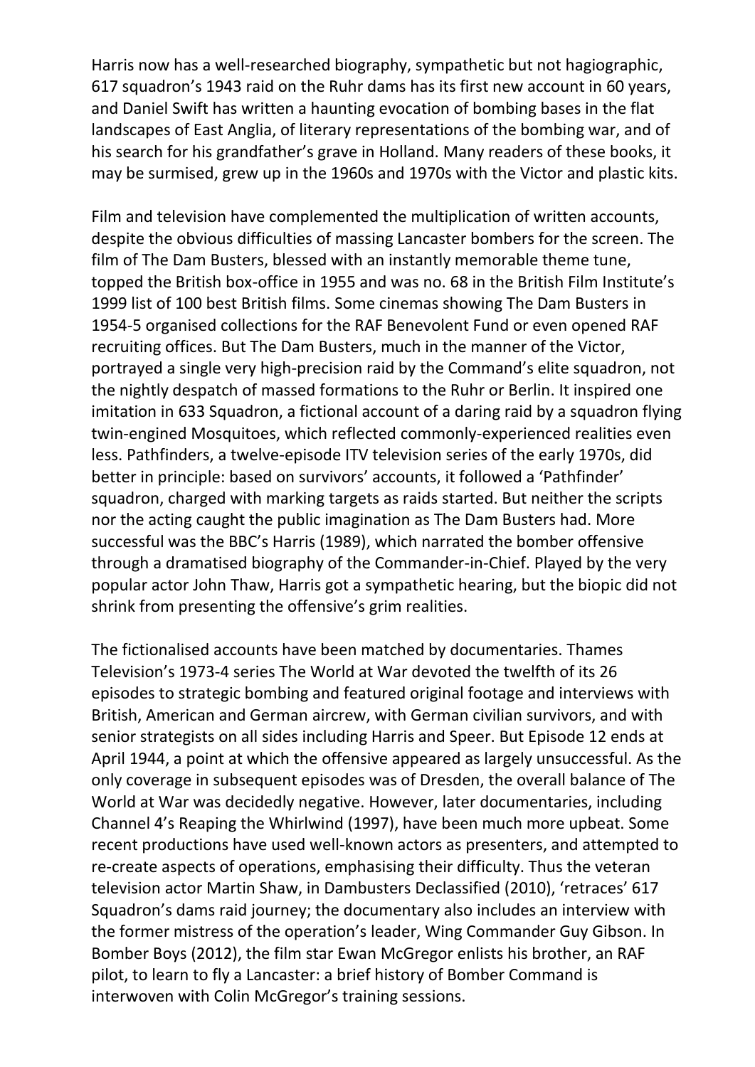Harris now has a well-researched biography, sympathetic but not hagiographic, 617 squadron's 1943 raid on the Ruhr dams has its first new account in 60 years, and Daniel Swift has written a haunting evocation of bombing bases in the flat landscapes of East Anglia, of literary representations of the bombing war, and of his search for his grandfather's grave in Holland. Many readers of these books, it may be surmised, grew up in the 1960s and 1970s with the Victor and plastic kits.

Film and television have complemented the multiplication of written accounts, despite the obvious difficulties of massing Lancaster bombers for the screen. The film of The Dam Busters, blessed with an instantly memorable theme tune, topped the British box-office in 1955 and was no. 68 in the British Film Institute's 1999 list of 100 best British films. Some cinemas showing The Dam Busters in 1954-5 organised collections for the RAF Benevolent Fund or even opened RAF recruiting offices. But The Dam Busters, much in the manner of the Victor, portrayed a single very high-precision raid by the Command's elite squadron, not the nightly despatch of massed formations to the Ruhr or Berlin. It inspired one imitation in 633 Squadron, a fictional account of a daring raid by a squadron flying twin-engined Mosquitoes, which reflected commonly-experienced realities even less. Pathfinders, a twelve-episode ITV television series of the early 1970s, did better in principle: based on survivors' accounts, it followed a 'Pathfinder' squadron, charged with marking targets as raids started. But neither the scripts nor the acting caught the public imagination as The Dam Busters had. More successful was the BBC's Harris (1989), which narrated the bomber offensive through a dramatised biography of the Commander-in-Chief. Played by the very popular actor John Thaw, Harris got a sympathetic hearing, but the biopic did not shrink from presenting the offensive's grim realities.

The fictionalised accounts have been matched by documentaries. Thames Television's 1973-4 series The World at War devoted the twelfth of its 26 episodes to strategic bombing and featured original footage and interviews with British, American and German aircrew, with German civilian survivors, and with senior strategists on all sides including Harris and Speer. But Episode 12 ends at April 1944, a point at which the offensive appeared as largely unsuccessful. As the only coverage in subsequent episodes was of Dresden, the overall balance of The World at War was decidedly negative. However, later documentaries, including Channel 4's Reaping the Whirlwind (1997), have been much more upbeat. Some recent productions have used well-known actors as presenters, and attempted to re-create aspects of operations, emphasising their difficulty. Thus the veteran television actor Martin Shaw, in Dambusters Declassified (2010), 'retraces' 617 Squadron's dams raid journey; the documentary also includes an interview with the former mistress of the operation's leader, Wing Commander Guy Gibson. In Bomber Boys (2012), the film star Ewan McGregor enlists his brother, an RAF pilot, to learn to fly a Lancaster: a brief history of Bomber Command is interwoven with Colin McGregor's training sessions.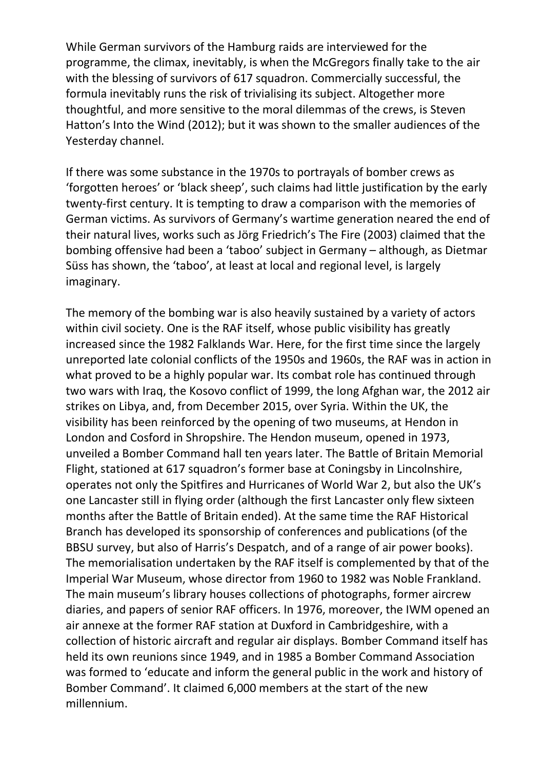While German survivors of the Hamburg raids are interviewed for the programme, the climax, inevitably, is when the McGregors finally take to the air with the blessing of survivors of 617 squadron. Commercially successful, the formula inevitably runs the risk of trivialising its subject. Altogether more thoughtful, and more sensitive to the moral dilemmas of the crews, is Steven Hatton's Into the Wind (2012); but it was shown to the smaller audiences of the Yesterday channel.

If there was some substance in the 1970s to portrayals of bomber crews as 'forgotten heroes' or 'black sheep', such claims had little justification by the early twenty-first century. It is tempting to draw a comparison with the memories of German victims. As survivors of Germany's wartime generation neared the end of their natural lives, works such as Jörg Friedrich's The Fire (2003) claimed that the bombing offensive had been a 'taboo' subject in Germany – although, as Dietmar Süss has shown, the 'taboo', at least at local and regional level, is largely imaginary.

The memory of the bombing war is also heavily sustained by a variety of actors within civil society. One is the RAF itself, whose public visibility has greatly increased since the 1982 Falklands War. Here, for the first time since the largely unreported late colonial conflicts of the 1950s and 1960s, the RAF was in action in what proved to be a highly popular war. Its combat role has continued through two wars with Iraq, the Kosovo conflict of 1999, the long Afghan war, the 2012 air strikes on Libya, and, from December 2015, over Syria. Within the UK, the visibility has been reinforced by the opening of two museums, at Hendon in London and Cosford in Shropshire. The Hendon museum, opened in 1973, unveiled a Bomber Command hall ten years later. The Battle of Britain Memorial Flight, stationed at 617 squadron's former base at Coningsby in Lincolnshire, operates not only the Spitfires and Hurricanes of World War 2, but also the UK's one Lancaster still in flying order (although the first Lancaster only flew sixteen months after the Battle of Britain ended). At the same time the RAF Historical Branch has developed its sponsorship of conferences and publications (of the BBSU survey, but also of Harris's Despatch, and of a range of air power books). The memorialisation undertaken by the RAF itself is complemented by that of the Imperial War Museum, whose director from 1960 to 1982 was Noble Frankland. The main museum's library houses collections of photographs, former aircrew diaries, and papers of senior RAF officers. In 1976, moreover, the IWM opened an air annexe at the former RAF station at Duxford in Cambridgeshire, with a collection of historic aircraft and regular air displays. Bomber Command itself has held its own reunions since 1949, and in 1985 a Bomber Command Association was formed to 'educate and inform the general public in the work and history of Bomber Command'. It claimed 6,000 members at the start of the new millennium.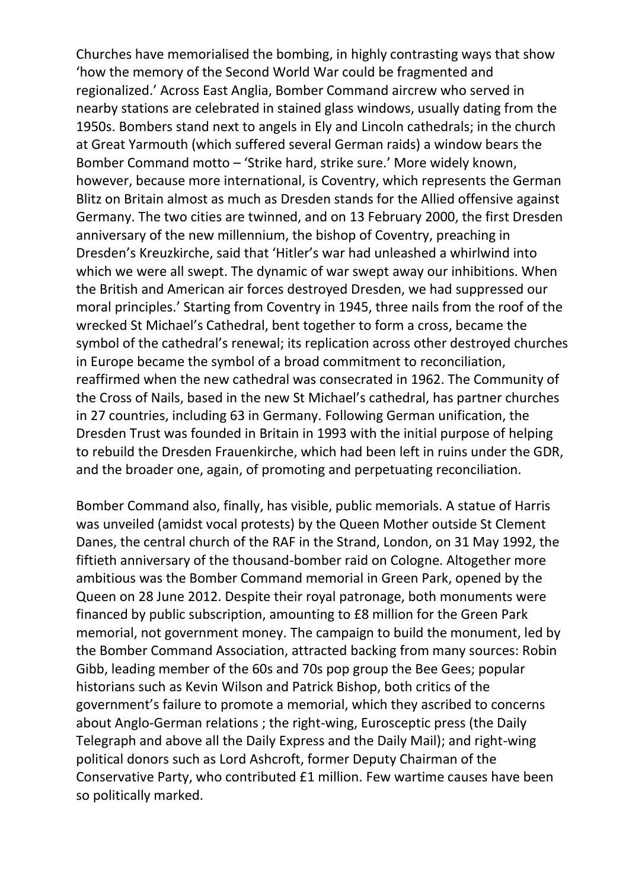Churches have memorialised the bombing, in highly contrasting ways that show 'how the memory of the Second World War could be fragmented and regionalized.' Across East Anglia, Bomber Command aircrew who served in nearby stations are celebrated in stained glass windows, usually dating from the 1950s. Bombers stand next to angels in Ely and Lincoln cathedrals; in the church at Great Yarmouth (which suffered several German raids) a window bears the Bomber Command motto – 'Strike hard, strike sure.' More widely known, however, because more international, is Coventry, which represents the German Blitz on Britain almost as much as Dresden stands for the Allied offensive against Germany. The two cities are twinned, and on 13 February 2000, the first Dresden anniversary of the new millennium, the bishop of Coventry, preaching in Dresden's Kreuzkirche, said that 'Hitler's war had unleashed a whirlwind into which we were all swept. The dynamic of war swept away our inhibitions. When the British and American air forces destroyed Dresden, we had suppressed our moral principles.' Starting from Coventry in 1945, three nails from the roof of the wrecked St Michael's Cathedral, bent together to form a cross, became the symbol of the cathedral's renewal; its replication across other destroyed churches in Europe became the symbol of a broad commitment to reconciliation, reaffirmed when the new cathedral was consecrated in 1962. The Community of the Cross of Nails, based in the new St Michael's cathedral, has partner churches in 27 countries, including 63 in Germany. Following German unification, the Dresden Trust was founded in Britain in 1993 with the initial purpose of helping to rebuild the Dresden Frauenkirche, which had been left in ruins under the GDR, and the broader one, again, of promoting and perpetuating reconciliation.

Bomber Command also, finally, has visible, public memorials. A statue of Harris was unveiled (amidst vocal protests) by the Queen Mother outside St Clement Danes, the central church of the RAF in the Strand, London, on 31 May 1992, the fiftieth anniversary of the thousand-bomber raid on Cologne. Altogether more ambitious was the Bomber Command memorial in Green Park, opened by the Queen on 28 June 2012. Despite their royal patronage, both monuments were financed by public subscription, amounting to £8 million for the Green Park memorial, not government money. The campaign to build the monument, led by the Bomber Command Association, attracted backing from many sources: Robin Gibb, leading member of the 60s and 70s pop group the Bee Gees; popular historians such as Kevin Wilson and Patrick Bishop, both critics of the government's failure to promote a memorial, which they ascribed to concerns about Anglo-German relations ; the right-wing, Eurosceptic press (the Daily Telegraph and above all the Daily Express and the Daily Mail); and right-wing political donors such as Lord Ashcroft, former Deputy Chairman of the Conservative Party, who contributed £1 million. Few wartime causes have been so politically marked.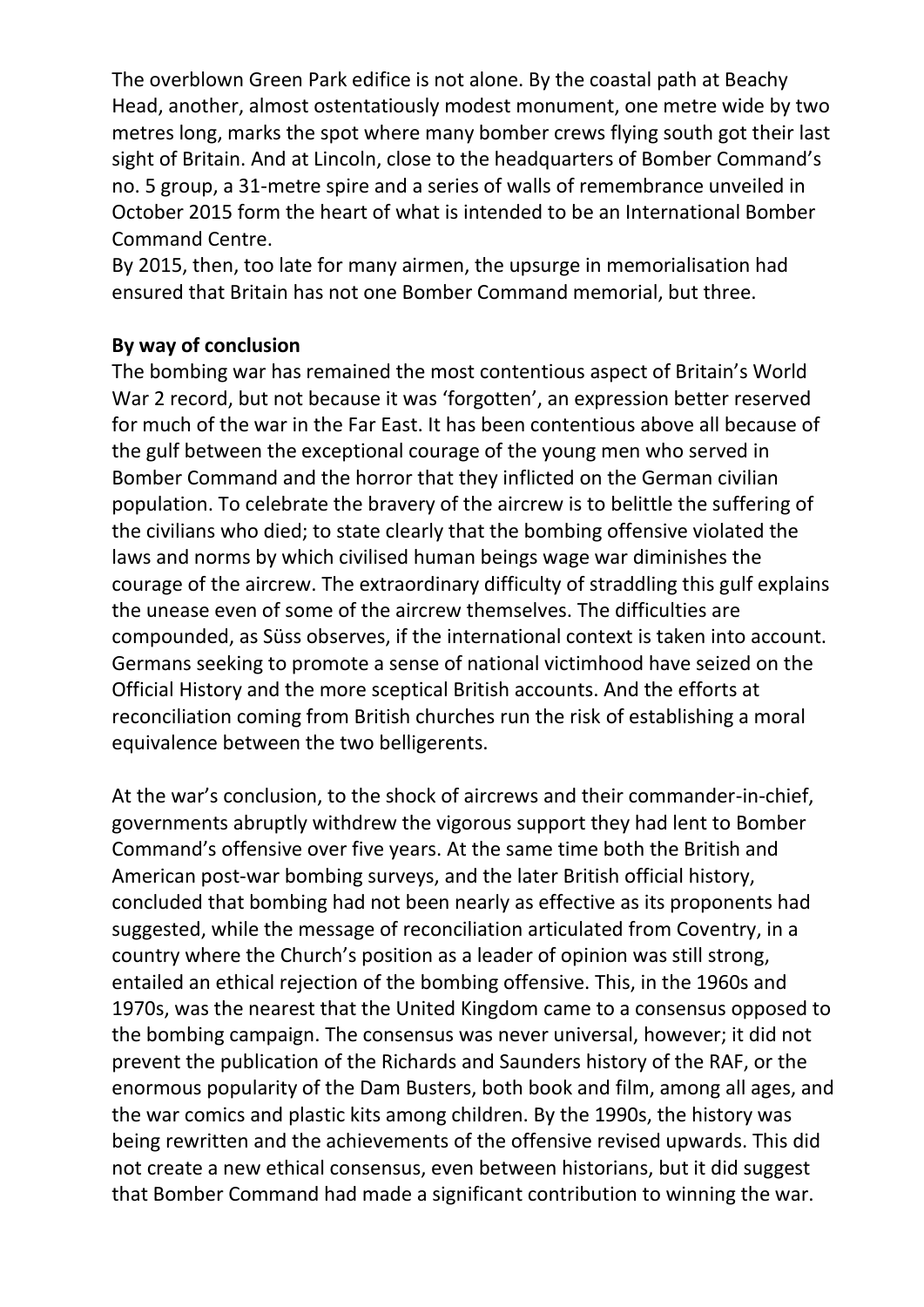The overblown Green Park edifice is not alone. By the coastal path at Beachy Head, another, almost ostentatiously modest monument, one metre wide by two metres long, marks the spot where many bomber crews flying south got their last sight of Britain. And at Lincoln, close to the headquarters of Bomber Command's no. 5 group, a 31-metre spire and a series of walls of remembrance unveiled in October 2015 form the heart of what is intended to be an International Bomber Command Centre.

By 2015, then, too late for many airmen, the upsurge in memorialisation had ensured that Britain has not one Bomber Command memorial, but three.

**By way of conclusion**

The bombing war has remained the most contentious aspect of Britain's World War 2 record, but not because it was 'forgotten', an expression better reserved for much of the war in the Far East. It has been contentious above all because of the gulf between the exceptional courage of the young men who served in Bomber Command and the horror that they inflicted on the German civilian population. To celebrate the bravery of the aircrew is to belittle the suffering of the civilians who died; to state clearly that the bombing offensive violated the laws and norms by which civilised human beings wage war diminishes the courage of the aircrew. The extraordinary difficulty of straddling this gulf explains the unease even of some of the aircrew themselves. The difficulties are compounded, as Süss observes, if the international context is taken into account. Germans seeking to promote a sense of national victimhood have seized on the Official History and the more sceptical British accounts. And the efforts at reconciliation coming from British churches run the risk of establishing a moral equivalence between the two belligerents.

At the war's conclusion, to the shock of aircrews and their commander-in-chief, governments abruptly withdrew the vigorous support they had lent to Bomber Command's offensive over five years. At the same time both the British and American post-war bombing surveys, and the later British official history, concluded that bombing had not been nearly as effective as its proponents had suggested, while the message of reconciliation articulated from Coventry, in a country where the Church's position as a leader of opinion was still strong, entailed an ethical rejection of the bombing offensive. This, in the 1960s and 1970s, was the nearest that the United Kingdom came to a consensus opposed to the bombing campaign. The consensus was never universal, however; it did not prevent the publication of the Richards and Saunders history of the RAF, or the enormous popularity of the Dam Busters, both book and film, among all ages, and the war comics and plastic kits among children. By the 1990s, the history was being rewritten and the achievements of the offensive revised upwards. This did not create a new ethical consensus, even between historians, but it did suggest that Bomber Command had made a significant contribution to winning the war.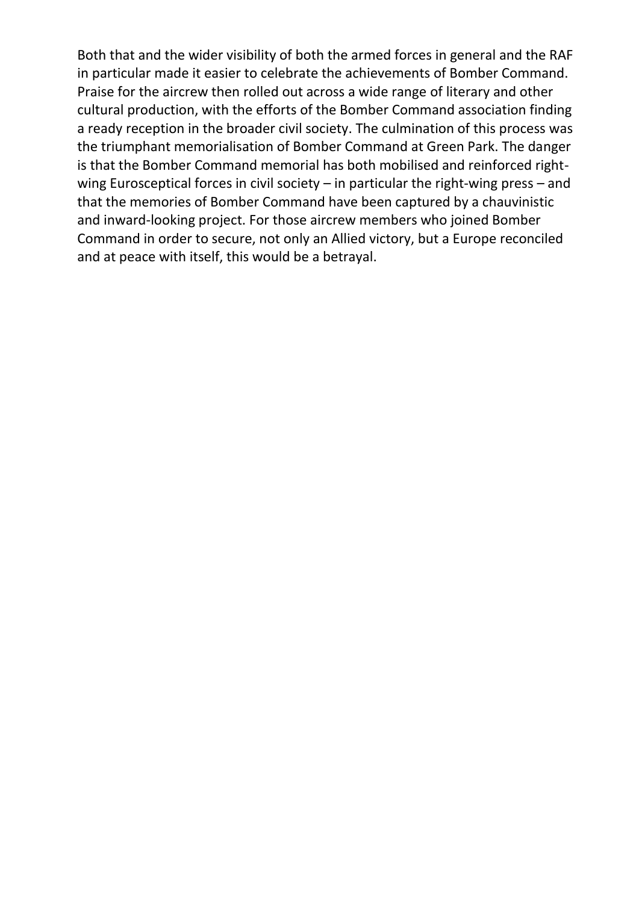Both that and the wider visibility of both the armed forces in general and the RAF in particular made it easier to celebrate the achievements of Bomber Command. Praise for the aircrew then rolled out across a wide range of literary and other cultural production, with the efforts of the Bomber Command association finding a ready reception in the broader civil society. The culmination of this process was the triumphant memorialisation of Bomber Command at Green Park. The danger is that the Bomber Command memorial has both mobilised and reinforced right-wing Eurosceptical forces in civil society – in particular the right-wing press – and that the memories of Bomber Command have been captured by a chauvinistic and inward-looking project. For those aircrew members who joined Bomber Command in order to secure, not only an Allied victory, but a Europe reconciled and at peace with itself, this would be a betrayal.